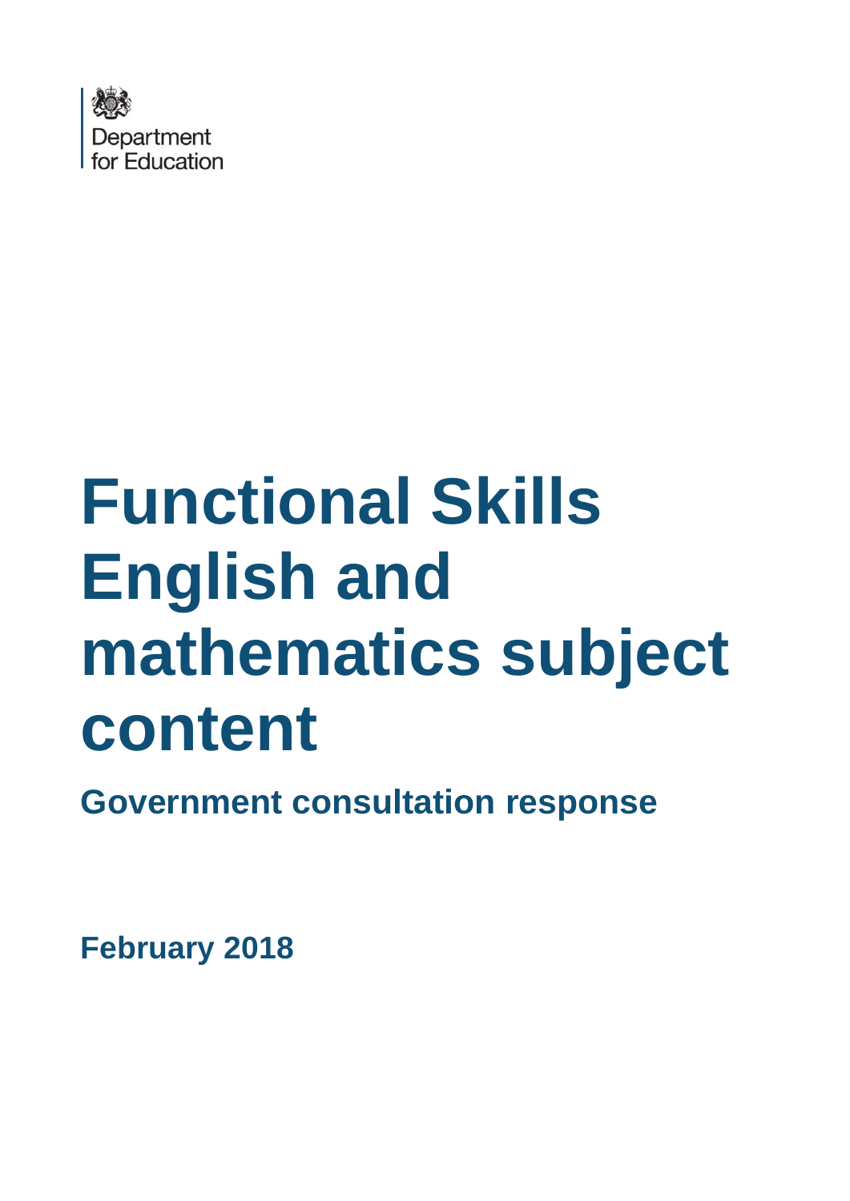Department for Education

# Functional Skills English and mathematics subject content

## Government consultation response

**February 2018**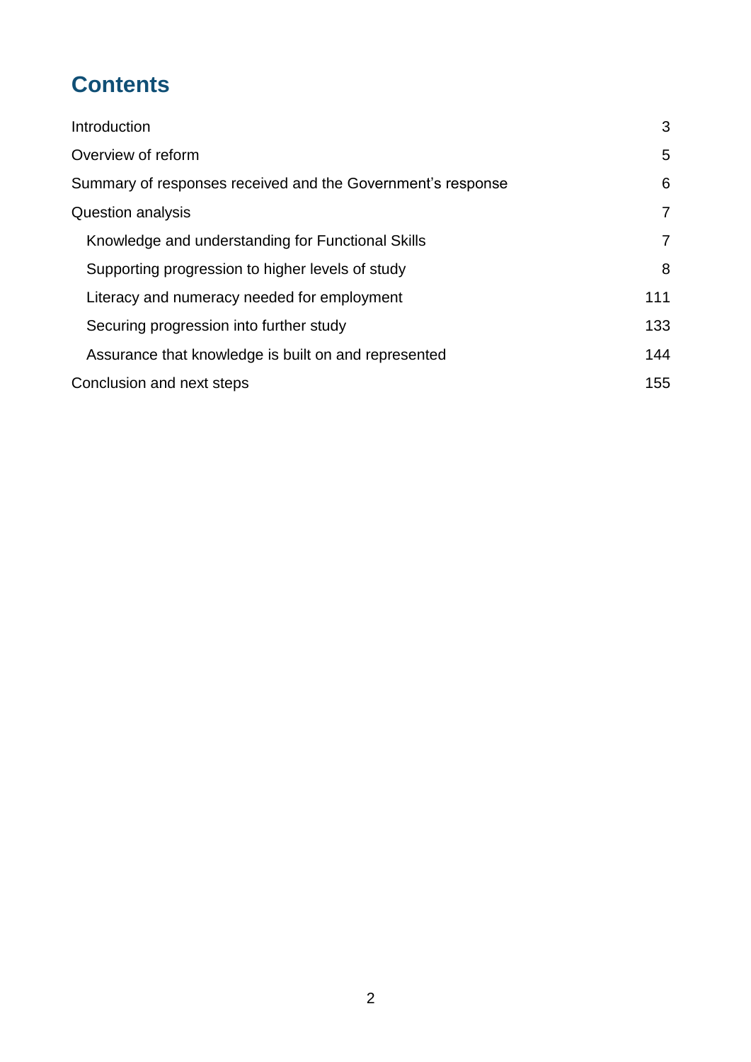# Contents

Introduction 3

Overview of reform 5

Summary of responses received and the Government's response 6

Question analysis 7

- Knowledge and understanding for Functional Skills 7
- Supporting progression to higher levels of study 8
- Literacy and numeracy needed for employment 111
- Securing progression into further study 133
- Assurance that knowledge is built on and represented 144

Conclusion and next steps 155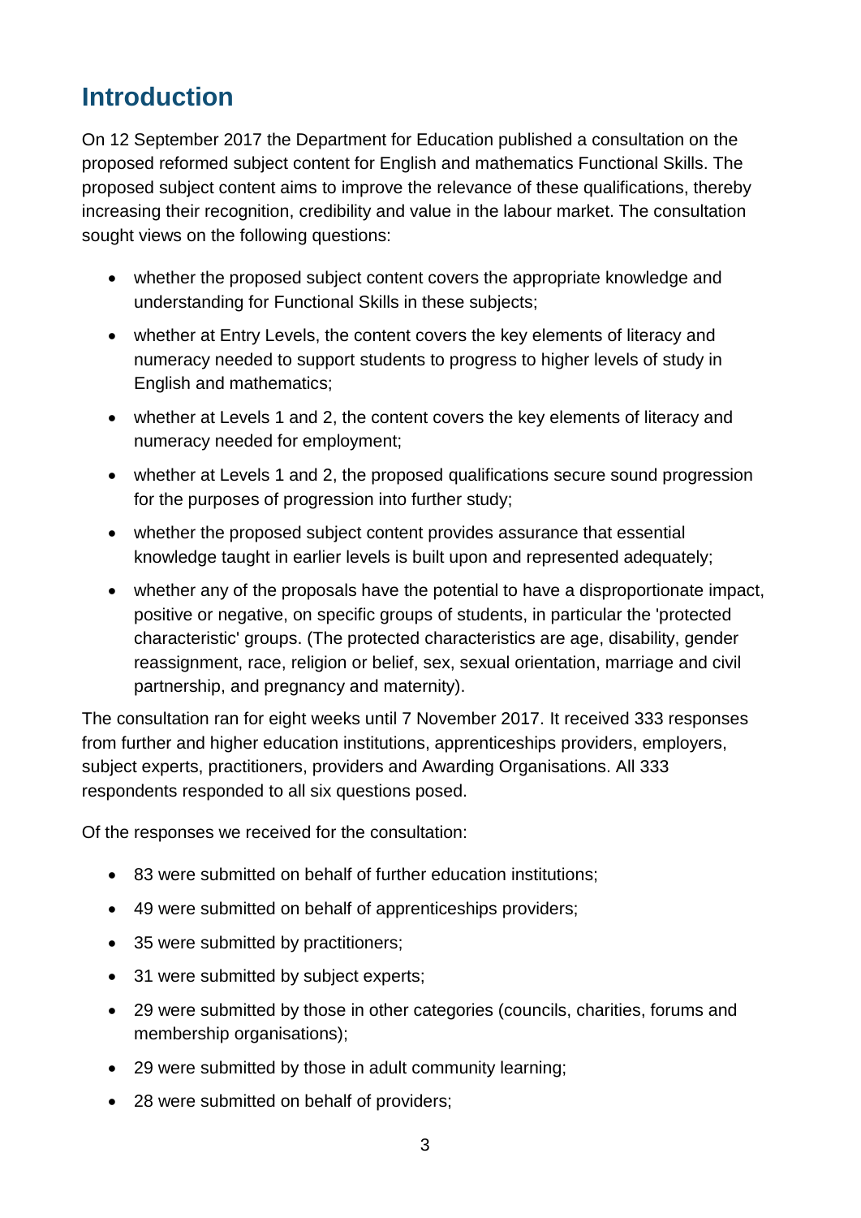## Introduction

On 12 September 2017 the Department for Education published a consultation on the proposed reformed subject content for English and mathematics Functional Skills. The proposed subject content aims to improve the relevance of these qualifications, thereby increasing their recognition, credibility and value in the labour market. The consultation sought views on the following questions:

- whether the proposed subject content covers the appropriate knowledge and understanding for Functional Skills in these subjects;
- whether at Entry Levels, the content covers the key elements of literacy and numeracy needed to support students to progress to higher levels of study in English and mathematics;
- whether at Levels 1 and 2, the content covers the key elements of literacy and numeracy needed for employment;
- whether at Levels 1 and 2, the proposed qualifications secure sound progression for the purposes of progression into further study;
- whether the proposed subject content provides assurance that essential knowledge taught in earlier levels is built upon and represented adequately;
- whether any of the proposals have the potential to have a disproportionate impact, positive or negative, on specific groups of students, in particular the 'protected characteristic' groups. (The protected characteristics are age, disability, gender reassignment, race, religion or belief, sex, sexual orientation, marriage and civil partnership, and pregnancy and maternity).

The consultation ran for eight weeks until 7 November 2017. It received 333 responses from further and higher education institutions, apprenticeships providers, employers, subject experts, practitioners, providers and Awarding Organisations. All 333 respondents responded to all six questions posed.

Of the responses we received for the consultation:

- 83 were submitted on behalf of further education institutions;
- 49 were submitted on behalf of apprenticeships providers;
- 35 were submitted by practitioners;
- 31 were submitted by subject experts;
- 29 were submitted by those in other categories (councils, charities, forums and membership organisations);
- 29 were submitted by those in adult community learning;
- 28 were submitted on behalf of providers;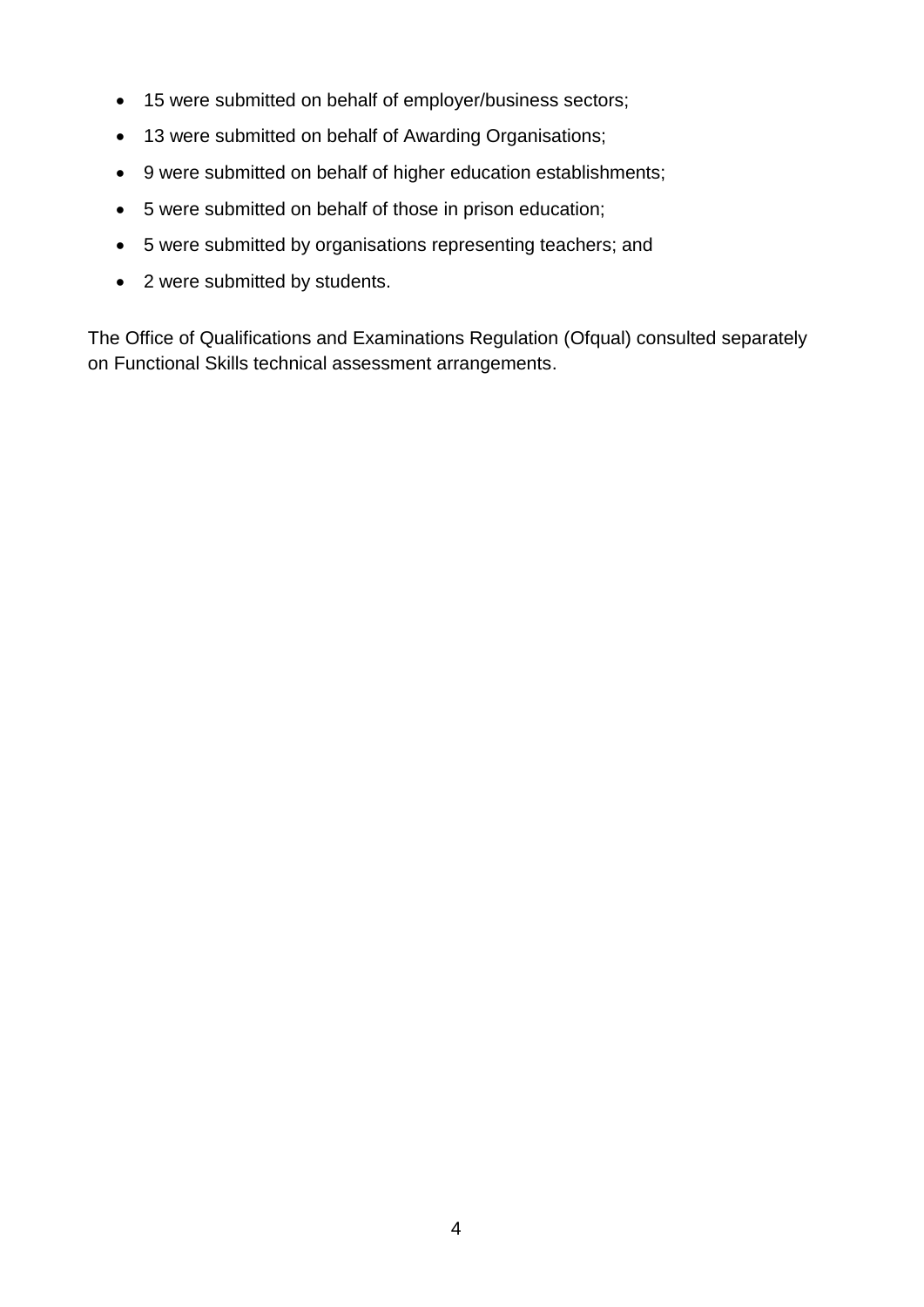- 15 were submitted on behalf of employer/business sectors;
- 13 were submitted on behalf of Awarding Organisations;
- 9 were submitted on behalf of higher education establishments;
- 5 were submitted on behalf of those in prison education;
- 5 were submitted by organisations representing teachers; and
- 2 were submitted by students.

The Office of Qualifications and Examinations Regulation (Ofqual) consulted separately on Functional Skills technical assessment arrangements.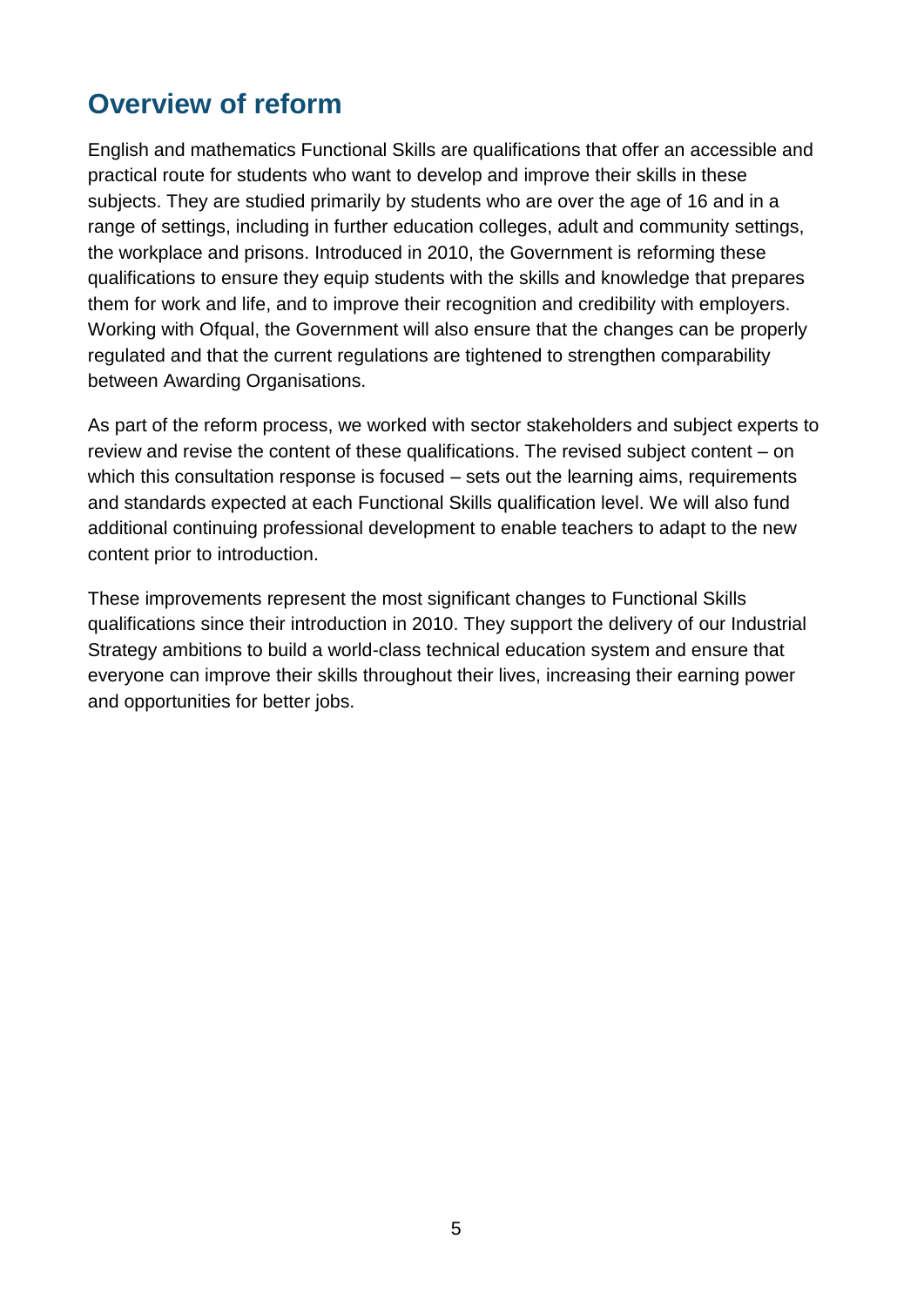## Overview of reform

English and mathematics Functional Skills are qualifications that offer an accessible and practical route for students who want to develop and improve their skills in these subjects. They are studied primarily by students who are over the age of 16 and in a range of settings, including in further education colleges, adult and community settings, the workplace and prisons. Introduced in 2010, the Government is reforming these qualifications to ensure they equip students with the skills and knowledge that prepares them for work and life, and to improve their recognition and credibility with employers. Working with Ofqual, the Government will also ensure that the changes can be properly regulated and that the current regulations are tightened to strengthen comparability between Awarding Organisations.

As part of the reform process, we worked with sector stakeholders and subject experts to review and revise the content of these qualifications. The revised subject content – on which this consultation response is focused – sets out the learning aims, requirements and standards expected at each Functional Skills qualification level. We will also fund additional continuing professional development to enable teachers to adapt to the new content prior to introduction.

These improvements represent the most significant changes to Functional Skills qualifications since their introduction in 2010. They support the delivery of our Industrial Strategy ambitions to build a world-class technical education system and ensure that everyone can improve their skills throughout their lives, increasing their earning power and opportunities for better jobs.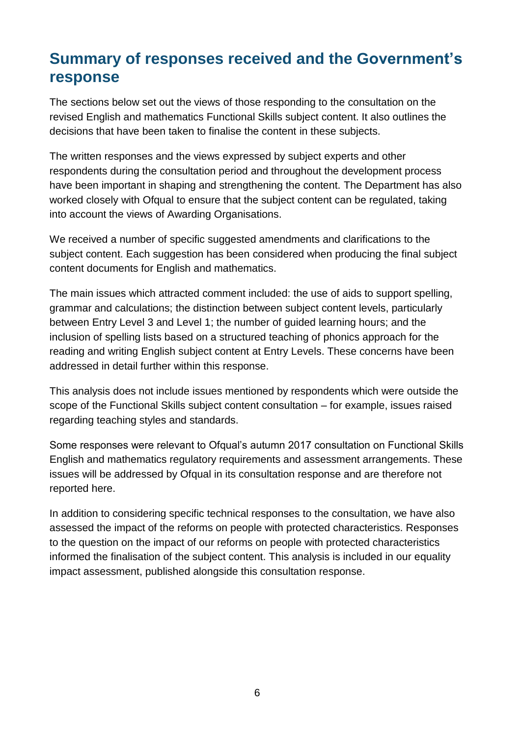## Summary of responses received and the Government's response

The sections below set out the views of those responding to the consultation on the revised English and mathematics Functional Skills subject content. It also outlines the decisions that have been taken to finalise the content in these subjects.

The written responses and the views expressed by subject experts and other respondents during the consultation period and throughout the development process have been important in shaping and strengthening the content. The Department has also worked closely with Ofqual to ensure that the subject content can be regulated, taking into account the views of Awarding Organisations.

We received a number of specific suggested amendments and clarifications to the subject content. Each suggestion has been considered when producing the final subject content documents for English and mathematics.

The main issues which attracted comment included: the use of aids to support spelling, grammar and calculations; the distinction between subject content levels, particularly between Entry Level 3 and Level 1; the number of guided learning hours; and the inclusion of spelling lists based on a structured teaching of phonics approach for the reading and writing English subject content at Entry Levels. These concerns have been addressed in detail further within this response.

This analysis does not include issues mentioned by respondents which were outside the scope of the Functional Skills subject content consultation – for example, issues raised regarding teaching styles and standards.

Some responses were relevant to Ofqual's autumn 2017 consultation on Functional Skills English and mathematics regulatory requirements and assessment arrangements. These issues will be addressed by Ofqual in its consultation response and are therefore not reported here.

In addition to considering specific technical responses to the consultation, we have also assessed the impact of the reforms on people with protected characteristics. Responses to the question on the impact of our reforms on people with protected characteristics informed the finalisation of the subject content. This analysis is included in our equality impact assessment, published alongside this consultation response.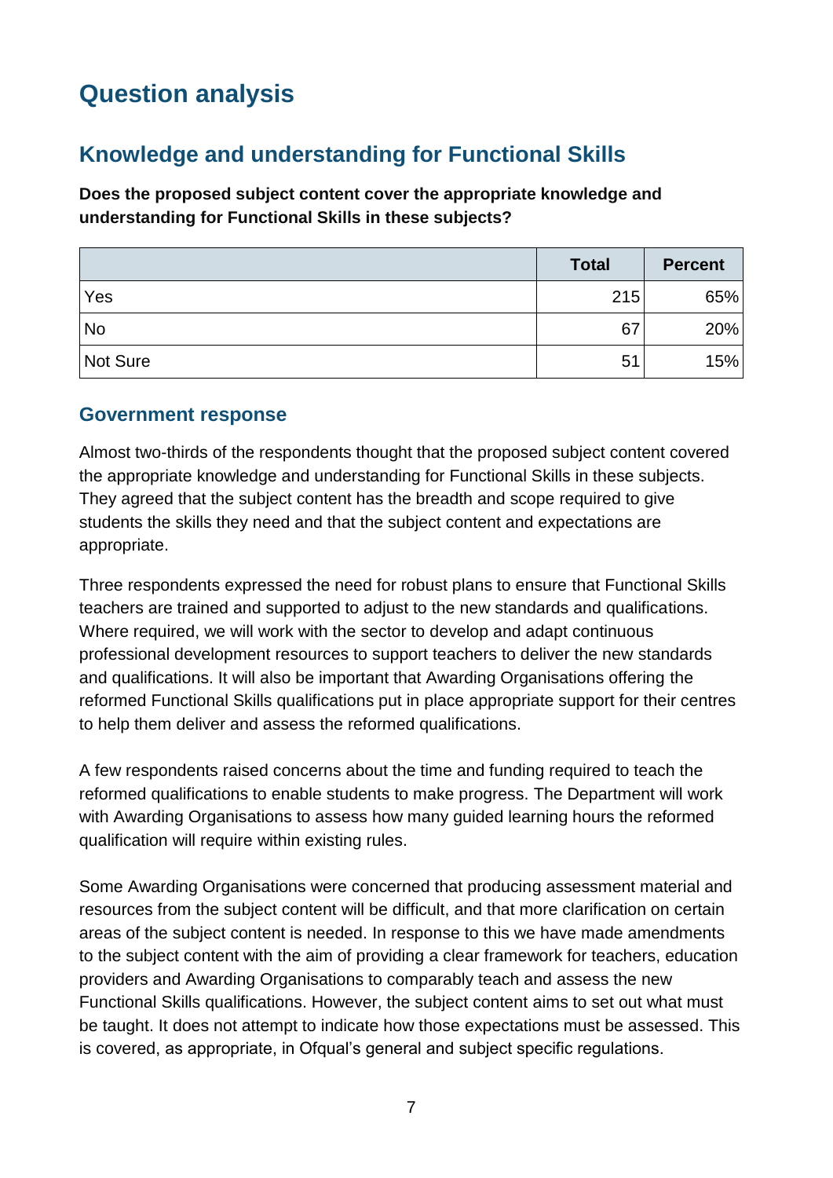# Question analysis

## Knowledge and understanding for Functional Skills

**Does the proposed subject content cover the appropriate knowledge and understanding for Functional Skills in these subjects?**

| | Total | Percent |
|---|---|---|
| Yes | 215 | 65% |
| No | 67 | 20% |
| Not Sure | 51 | 15% |

### Government response

Almost two-thirds of the respondents thought that the proposed subject content covered the appropriate knowledge and understanding for Functional Skills in these subjects. They agreed that the subject content has the breadth and scope required to give students the skills they need and that the subject content and expectations are appropriate.

Three respondents expressed the need for robust plans to ensure that Functional Skills teachers are trained and supported to adjust to the new standards and qualifications. Where required, we will work with the sector to develop and adapt continuous professional development resources to support teachers to deliver the new standards and qualifications. It will also be important that Awarding Organisations offering the reformed Functional Skills qualifications put in place appropriate support for their centres to help them deliver and assess the reformed qualifications.

A few respondents raised concerns about the time and funding required to teach the reformed qualifications to enable students to make progress. The Department will work with Awarding Organisations to assess how many guided learning hours the reformed qualification will require within existing rules.

Some Awarding Organisations were concerned that producing assessment material and resources from the subject content will be difficult, and that more clarification on certain areas of the subject content is needed. In response to this we have made amendments to the subject content with the aim of providing a clear framework for teachers, education providers and Awarding Organisations to comparably teach and assess the new Functional Skills qualifications. However, the subject content aims to set out what must be taught. It does not attempt to indicate how those expectations must be assessed. This is covered, as appropriate, in Ofqual's general and subject specific regulations.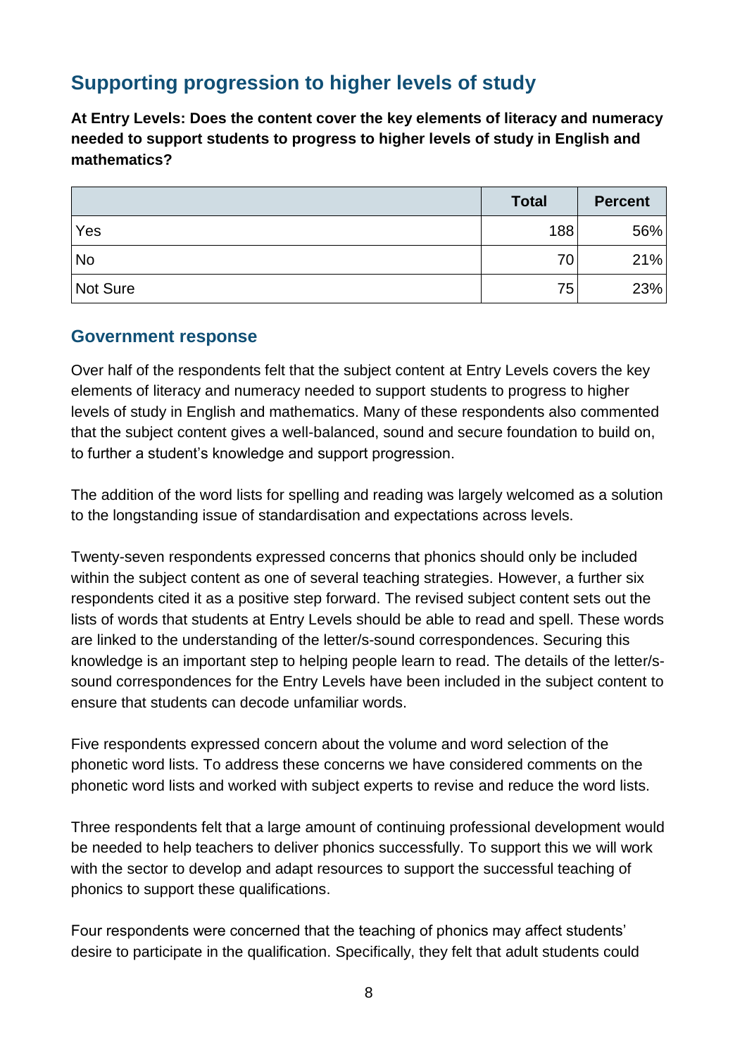## Supporting progression to higher levels of study

**At Entry Levels: Does the content cover the key elements of literacy and numeracy needed to support students to progress to higher levels of study in English and mathematics?**

| | Total | Percent |
|---|---|---|
| Yes | 188 | 56% |
| No | 70 | 21% |
| Not Sure | 75 | 23% |

### Government response

Over half of the respondents felt that the subject content at Entry Levels covers the key elements of literacy and numeracy needed to support students to progress to higher levels of study in English and mathematics. Many of these respondents also commented that the subject content gives a well-balanced, sound and secure foundation to build on, to further a student's knowledge and support progression.

The addition of the word lists for spelling and reading was largely welcomed as a solution to the longstanding issue of standardisation and expectations across levels.

Twenty-seven respondents expressed concerns that phonics should only be included within the subject content as one of several teaching strategies. However, a further six respondents cited it as a positive step forward. The revised subject content sets out the lists of words that students at Entry Levels should be able to read and spell. These words are linked to the understanding of the letter/s-sound correspondences. Securing this knowledge is an important step to helping people learn to read. The details of the letter/s-sound correspondences for the Entry Levels have been included in the subject content to ensure that students can decode unfamiliar words.

Five respondents expressed concern about the volume and word selection of the phonetic word lists. To address these concerns we have considered comments on the phonetic word lists and worked with subject experts to revise and reduce the word lists.

Three respondents felt that a large amount of continuing professional development would be needed to help teachers to deliver phonics successfully. To support this we will work with the sector to develop and adapt resources to support the successful teaching of phonics to support these qualifications.

Four respondents were concerned that the teaching of phonics may affect students' desire to participate in the qualification. Specifically, they felt that adult students could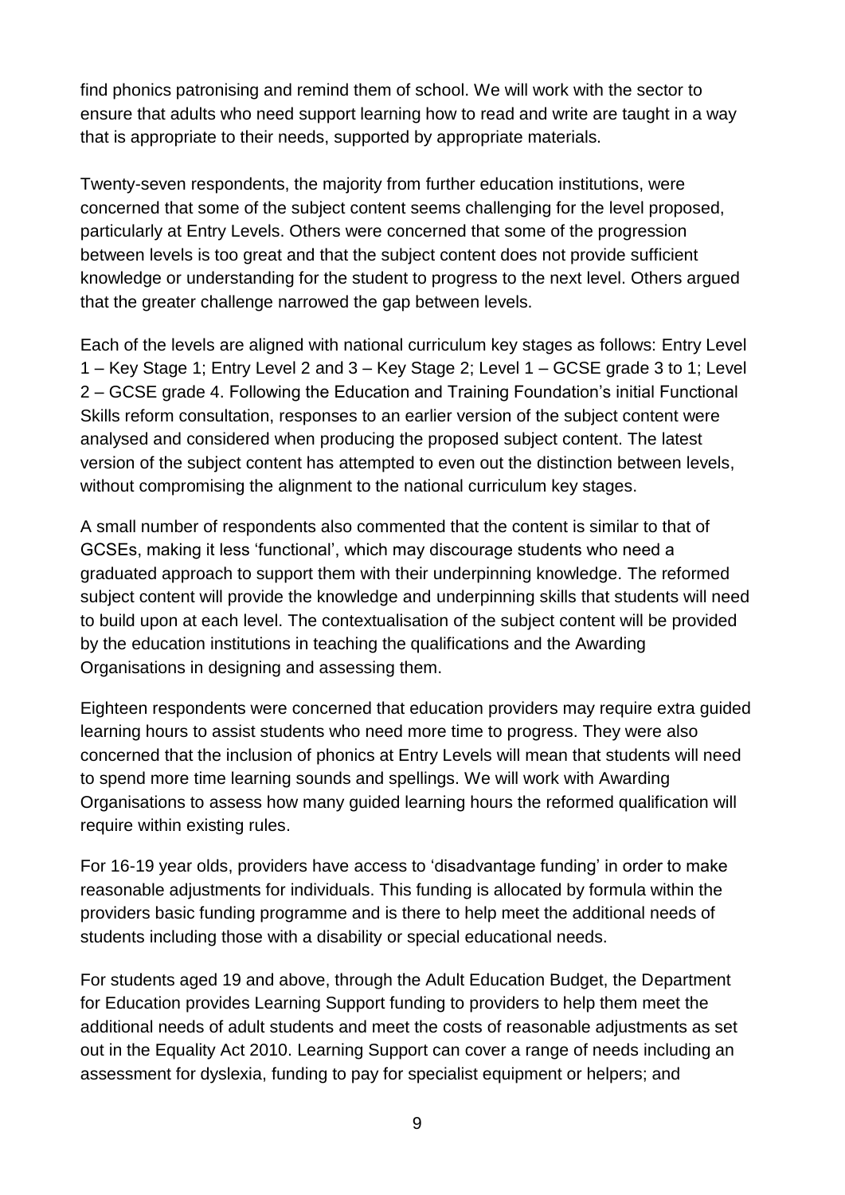find phonics patronising and remind them of school. We will work with the sector to ensure that adults who need support learning how to read and write are taught in a way that is appropriate to their needs, supported by appropriate materials.

Twenty-seven respondents, the majority from further education institutions, were concerned that some of the subject content seems challenging for the level proposed, particularly at Entry Levels. Others were concerned that some of the progression between levels is too great and that the subject content does not provide sufficient knowledge or understanding for the student to progress to the next level. Others argued that the greater challenge narrowed the gap between levels.

Each of the levels are aligned with national curriculum key stages as follows: Entry Level 1 – Key Stage 1; Entry Level 2 and 3 – Key Stage 2; Level 1 – GCSE grade 3 to 1; Level 2 – GCSE grade 4. Following the Education and Training Foundation's initial Functional Skills reform consultation, responses to an earlier version of the subject content were analysed and considered when producing the proposed subject content. The latest version of the subject content has attempted to even out the distinction between levels, without compromising the alignment to the national curriculum key stages.

A small number of respondents also commented that the content is similar to that of GCSEs, making it less 'functional', which may discourage students who need a graduated approach to support them with their underpinning knowledge. The reformed subject content will provide the knowledge and underpinning skills that students will need to build upon at each level. The contextualisation of the subject content will be provided by the education institutions in teaching the qualifications and the Awarding Organisations in designing and assessing them.

Eighteen respondents were concerned that education providers may require extra guided learning hours to assist students who need more time to progress. They were also concerned that the inclusion of phonics at Entry Levels will mean that students will need to spend more time learning sounds and spellings. We will work with Awarding Organisations to assess how many guided learning hours the reformed qualification will require within existing rules.

For 16-19 year olds, providers have access to 'disadvantage funding' in order to make reasonable adjustments for individuals. This funding is allocated by formula within the providers basic funding programme and is there to help meet the additional needs of students including those with a disability or special educational needs.

For students aged 19 and above, through the Adult Education Budget, the Department for Education provides Learning Support funding to providers to help them meet the additional needs of adult students and meet the costs of reasonable adjustments as set out in the Equality Act 2010. Learning Support can cover a range of needs including an assessment for dyslexia, funding to pay for specialist equipment or helpers; and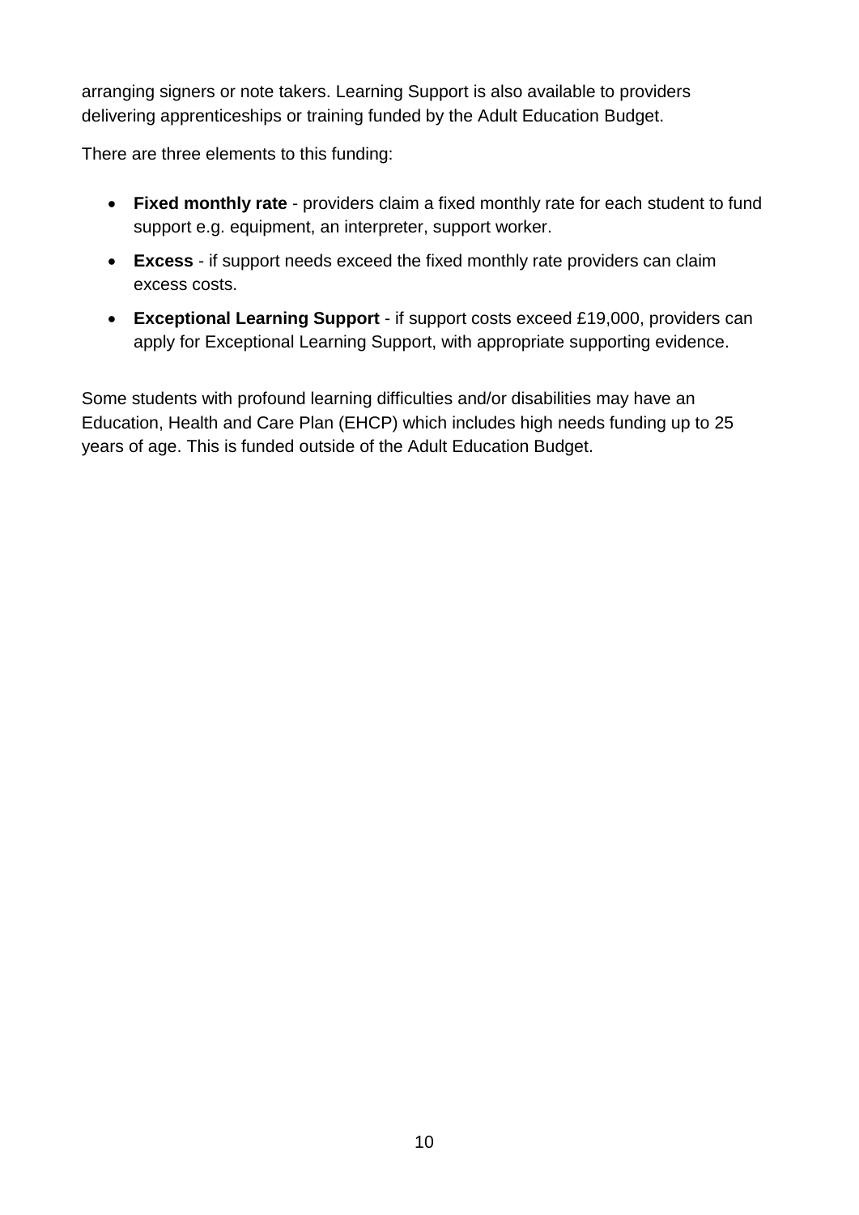arranging signers or note takers. Learning Support is also available to providers delivering apprenticeships or training funded by the Adult Education Budget.

There are three elements to this funding:

- **Fixed monthly rate** - providers claim a fixed monthly rate for each student to fund support e.g. equipment, an interpreter, support worker.
- **Excess** - if support needs exceed the fixed monthly rate providers can claim excess costs.
- **Exceptional Learning Support** - if support costs exceed £19,000, providers can apply for Exceptional Learning Support, with appropriate supporting evidence.

Some students with profound learning difficulties and/or disabilities may have an Education, Health and Care Plan (EHCP) which includes high needs funding up to 25 years of age. This is funded outside of the Adult Education Budget.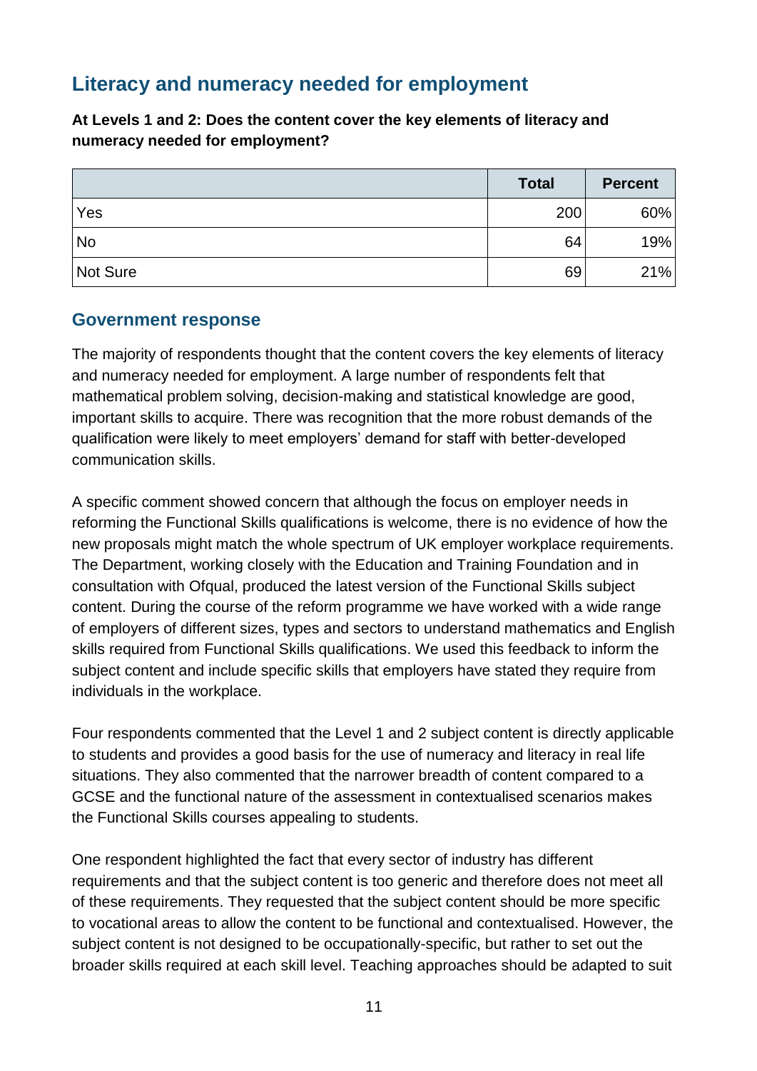## Literacy and numeracy needed for employment

**At Levels 1 and 2: Does the content cover the key elements of literacy and numeracy needed for employment?**

| | Total | Percent |
|---|---|---|
| Yes | 200 | 60% |
| No | 64 | 19% |
| Not Sure | 69 | 21% |

### Government response

The majority of respondents thought that the content covers the key elements of literacy and numeracy needed for employment. A large number of respondents felt that mathematical problem solving, decision-making and statistical knowledge are good, important skills to acquire. There was recognition that the more robust demands of the qualification were likely to meet employers' demand for staff with better-developed communication skills.

A specific comment showed concern that although the focus on employer needs in reforming the Functional Skills qualifications is welcome, there is no evidence of how the new proposals might match the whole spectrum of UK employer workplace requirements. The Department, working closely with the Education and Training Foundation and in consultation with Ofqual, produced the latest version of the Functional Skills subject content. During the course of the reform programme we have worked with a wide range of employers of different sizes, types and sectors to understand mathematics and English skills required from Functional Skills qualifications. We used this feedback to inform the subject content and include specific skills that employers have stated they require from individuals in the workplace.

Four respondents commented that the Level 1 and 2 subject content is directly applicable to students and provides a good basis for the use of numeracy and literacy in real life situations. They also commented that the narrower breadth of content compared to a GCSE and the functional nature of the assessment in contextualised scenarios makes the Functional Skills courses appealing to students.

One respondent highlighted the fact that every sector of industry has different requirements and that the subject content is too generic and therefore does not meet all of these requirements. They requested that the subject content should be more specific to vocational areas to allow the content to be functional and contextualised. However, the subject content is not designed to be occupationally-specific, but rather to set out the broader skills required at each skill level. Teaching approaches should be adapted to suit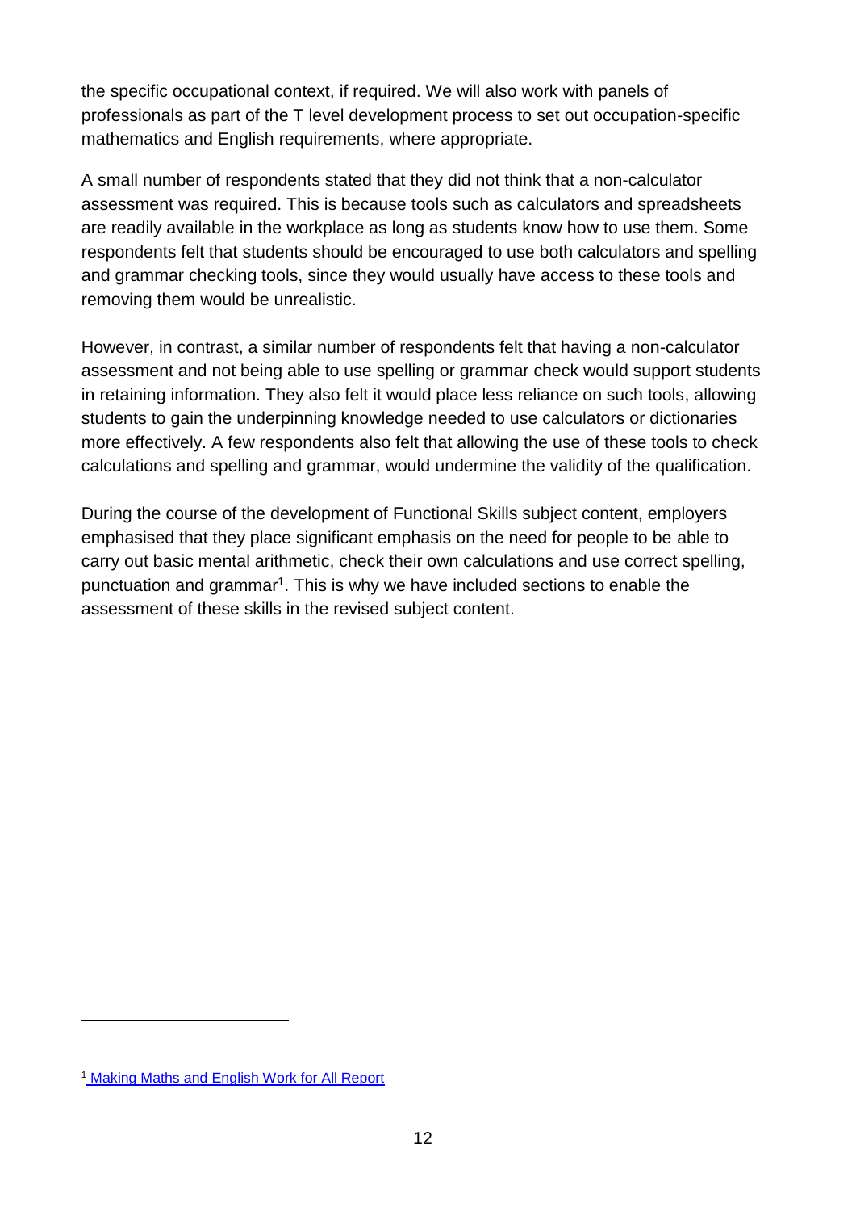the specific occupational context, if required. We will also work with panels of professionals as part of the T level development process to set out occupation-specific mathematics and English requirements, where appropriate.

A small number of respondents stated that they did not think that a non-calculator assessment was required. This is because tools such as calculators and spreadsheets are readily available in the workplace as long as students know how to use them. Some respondents felt that students should be encouraged to use both calculators and spelling and grammar checking tools, since they would usually have access to these tools and removing them would be unrealistic.

However, in contrast, a similar number of respondents felt that having a non-calculator assessment and not being able to use spelling or grammar check would support students in retaining information. They also felt it would place less reliance on such tools, allowing students to gain the underpinning knowledge needed to use calculators or dictionaries more effectively. A few respondents also felt that allowing the use of these tools to check calculations and spelling and grammar, would undermine the validity of the qualification.

During the course of the development of Functional Skills subject content, employers emphasised that they place significant emphasis on the need for people to be able to carry out basic mental arithmetic, check their own calculations and use correct spelling, punctuation and grammar[1]. This is why we have included sections to enable the assessment of these skills in the revised subject content.

[1] Making Maths and English Work for All Report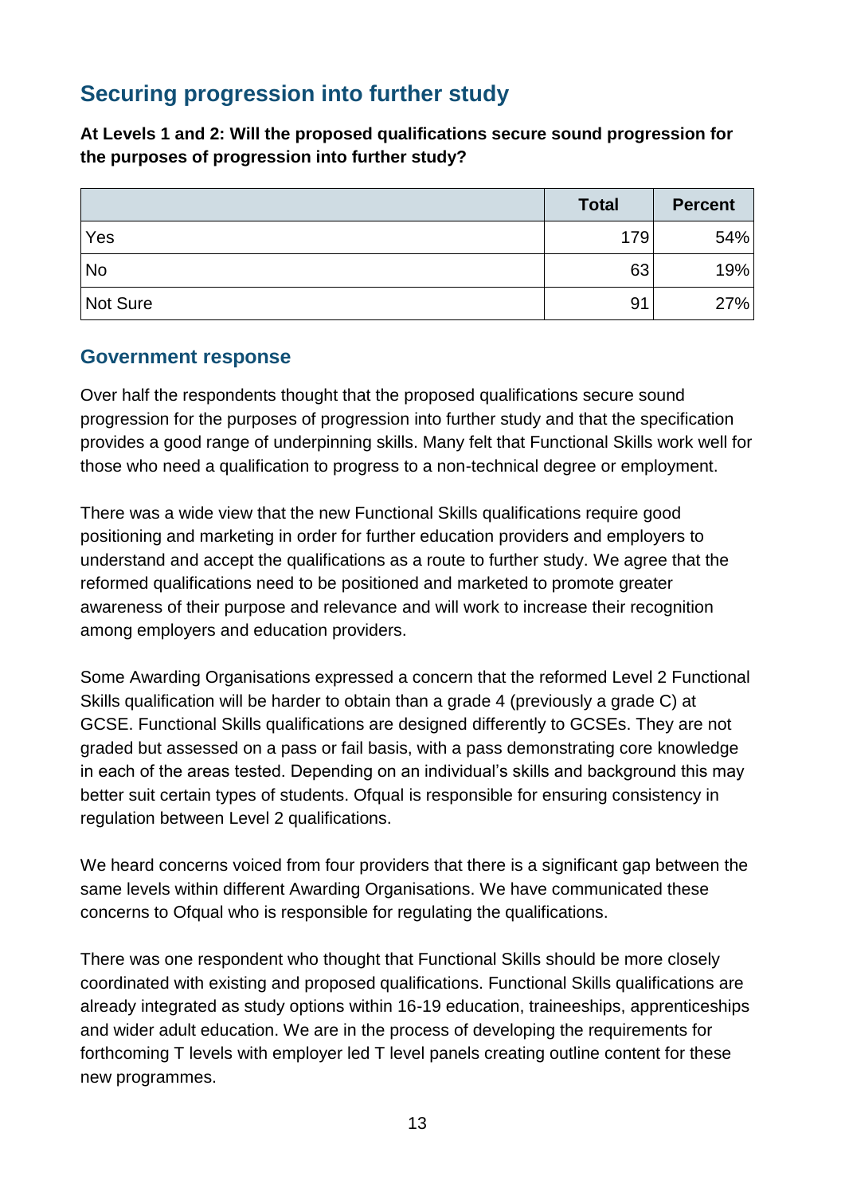## Securing progression into further study

**At Levels 1 and 2: Will the proposed qualifications secure sound progression for the purposes of progression into further study?**

| | Total | Percent |
|---|---|---|
| Yes | 179 | 54% |
| No | 63 | 19% |
| Not Sure | 91 | 27% |

### Government response

Over half the respondents thought that the proposed qualifications secure sound progression for the purposes of progression into further study and that the specification provides a good range of underpinning skills. Many felt that Functional Skills work well for those who need a qualification to progress to a non-technical degree or employment.

There was a wide view that the new Functional Skills qualifications require good positioning and marketing in order for further education providers and employers to understand and accept the qualifications as a route to further study. We agree that the reformed qualifications need to be positioned and marketed to promote greater awareness of their purpose and relevance and will work to increase their recognition among employers and education providers.

Some Awarding Organisations expressed a concern that the reformed Level 2 Functional Skills qualification will be harder to obtain than a grade 4 (previously a grade C) at GCSE. Functional Skills qualifications are designed differently to GCSEs. They are not graded but assessed on a pass or fail basis, with a pass demonstrating core knowledge in each of the areas tested. Depending on an individual's skills and background this may better suit certain types of students. Ofqual is responsible for ensuring consistency in regulation between Level 2 qualifications.

We heard concerns voiced from four providers that there is a significant gap between the same levels within different Awarding Organisations. We have communicated these concerns to Ofqual who is responsible for regulating the qualifications.

There was one respondent who thought that Functional Skills should be more closely coordinated with existing and proposed qualifications. Functional Skills qualifications are already integrated as study options within 16-19 education, traineeships, apprenticeships and wider adult education. We are in the process of developing the requirements for forthcoming T levels with employer led T level panels creating outline content for these new programmes.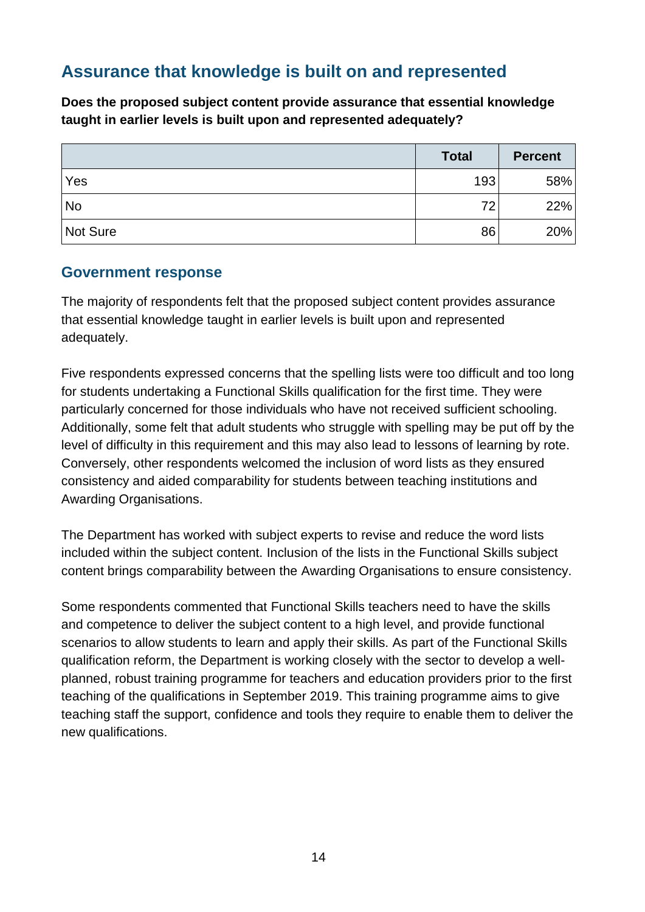## Assurance that knowledge is built on and represented

**Does the proposed subject content provide assurance that essential knowledge taught in earlier levels is built upon and represented adequately?**

| | Total | Percent |
|---|---|---|
| Yes | 193 | 58% |
| No | 72 | 22% |
| Not Sure | 86 | 20% |

### Government response

The majority of respondents felt that the proposed subject content provides assurance that essential knowledge taught in earlier levels is built upon and represented adequately.

Five respondents expressed concerns that the spelling lists were too difficult and too long for students undertaking a Functional Skills qualification for the first time. They were particularly concerned for those individuals who have not received sufficient schooling. Additionally, some felt that adult students who struggle with spelling may be put off by the level of difficulty in this requirement and this may also lead to lessons of learning by rote. Conversely, other respondents welcomed the inclusion of word lists as they ensured consistency and aided comparability for students between teaching institutions and Awarding Organisations.

The Department has worked with subject experts to revise and reduce the word lists included within the subject content. Inclusion of the lists in the Functional Skills subject content brings comparability between the Awarding Organisations to ensure consistency.

Some respondents commented that Functional Skills teachers need to have the skills and competence to deliver the subject content to a high level, and provide functional scenarios to allow students to learn and apply their skills. As part of the Functional Skills qualification reform, the Department is working closely with the sector to develop a well-planned, robust training programme for teachers and education providers prior to the first teaching of the qualifications in September 2019. This training programme aims to give teaching staff the support, confidence and tools they require to enable them to deliver the new qualifications.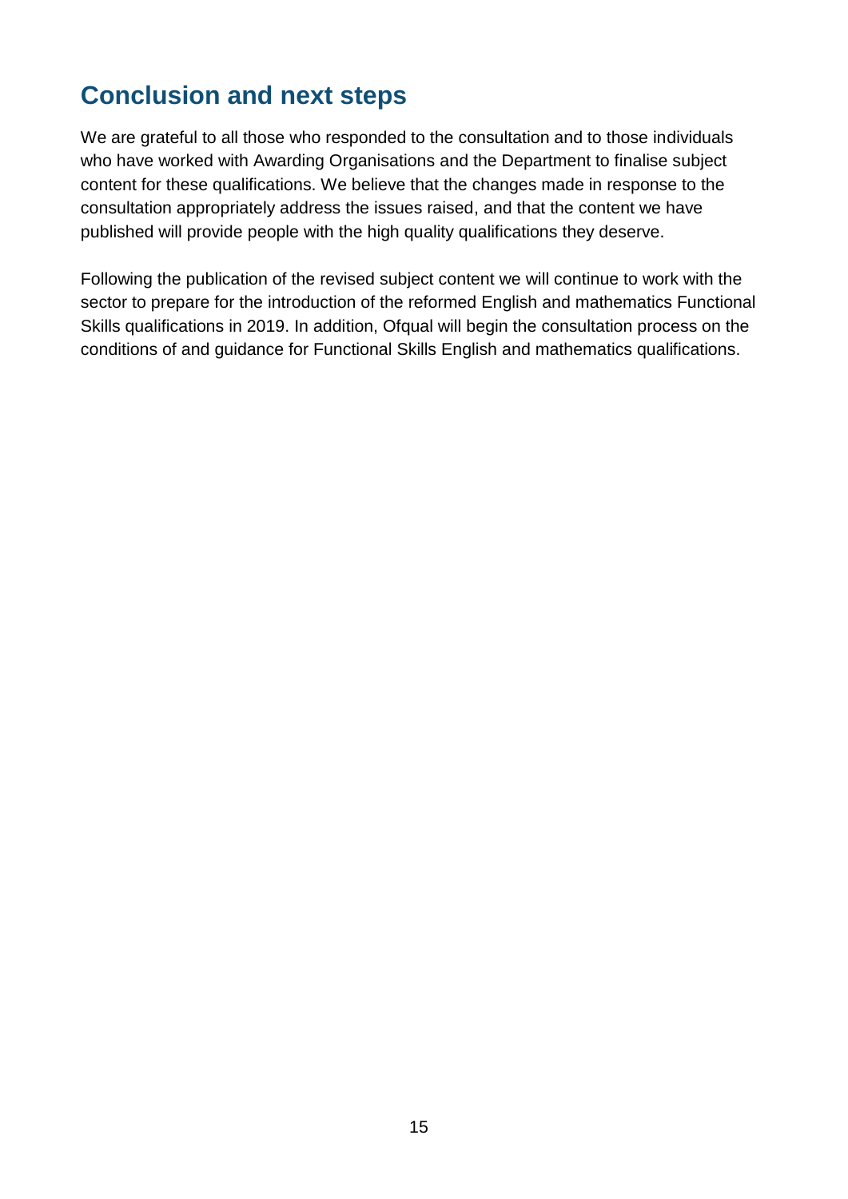## Conclusion and next steps

We are grateful to all those who responded to the consultation and to those individuals who have worked with Awarding Organisations and the Department to finalise subject content for these qualifications. We believe that the changes made in response to the consultation appropriately address the issues raised, and that the content we have published will provide people with the high quality qualifications they deserve.

Following the publication of the revised subject content we will continue to work with the sector to prepare for the introduction of the reformed English and mathematics Functional Skills qualifications in 2019. In addition, Ofqual will begin the consultation process on the conditions of and guidance for Functional Skills English and mathematics qualifications.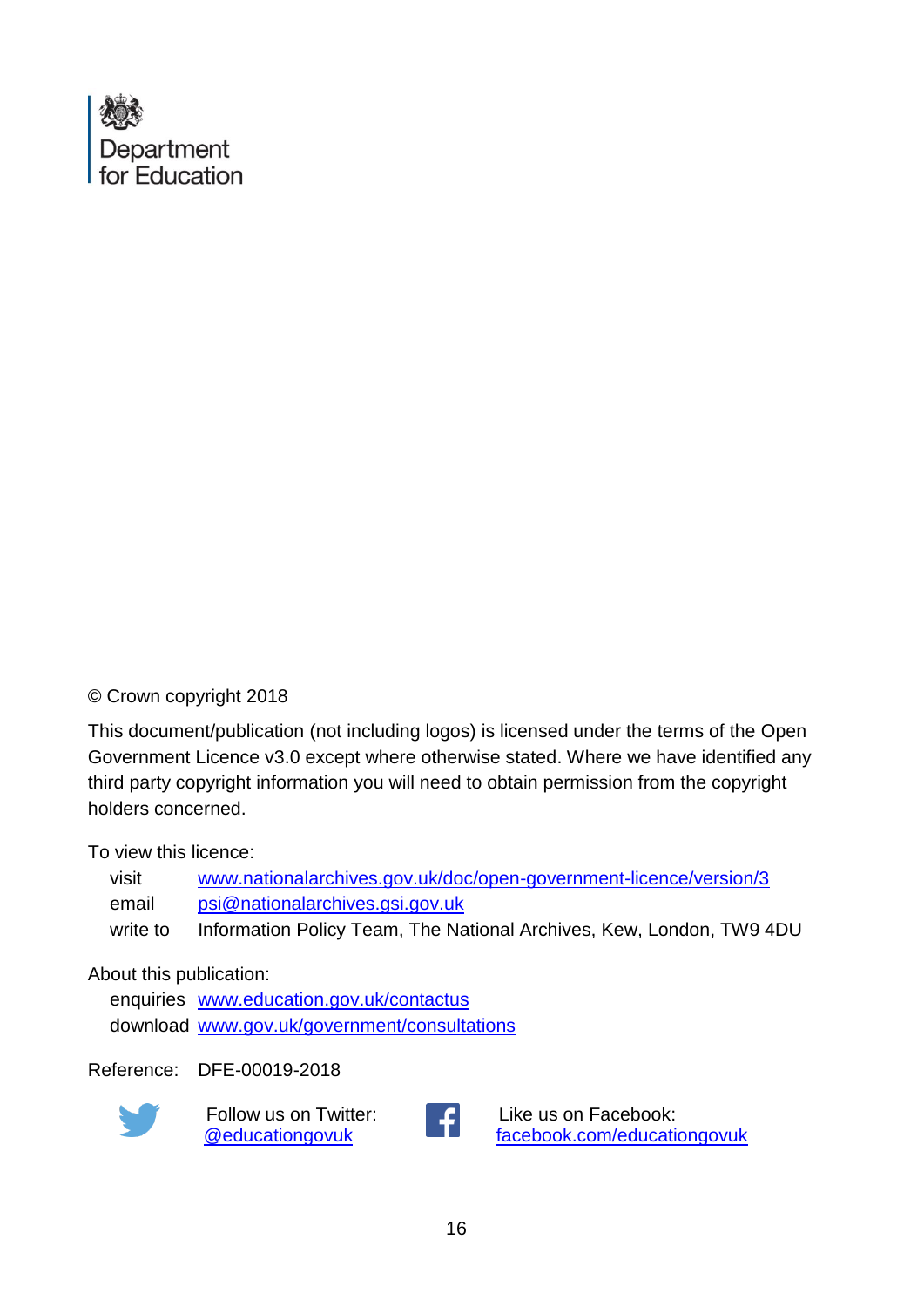Department for Education

© Crown copyright 2018

This document/publication (not including logos) is licensed under the terms of the Open Government Licence v3.0 except where otherwise stated. Where we have identified any third party copyright information you will need to obtain permission from the copyright holders concerned.

To view this licence:

| | |
|---|---|
| visit | www.nationalarchives.gov.uk/doc/open-government-licence/version/3 |
| email | psi@nationalarchives.gsi.gov.uk |
| write to | Information Policy Team, The National Archives, Kew, London, TW9 4DU |

About this publication:

| | |
|---|---|
| enquiries | www.education.gov.uk/contactus |
| download | www.gov.uk/government/consultations |

Reference: DFE-00019-2018

Follow us on Twitter: @educationgovuk

Like us on Facebook: facebook.com/educationgovuk